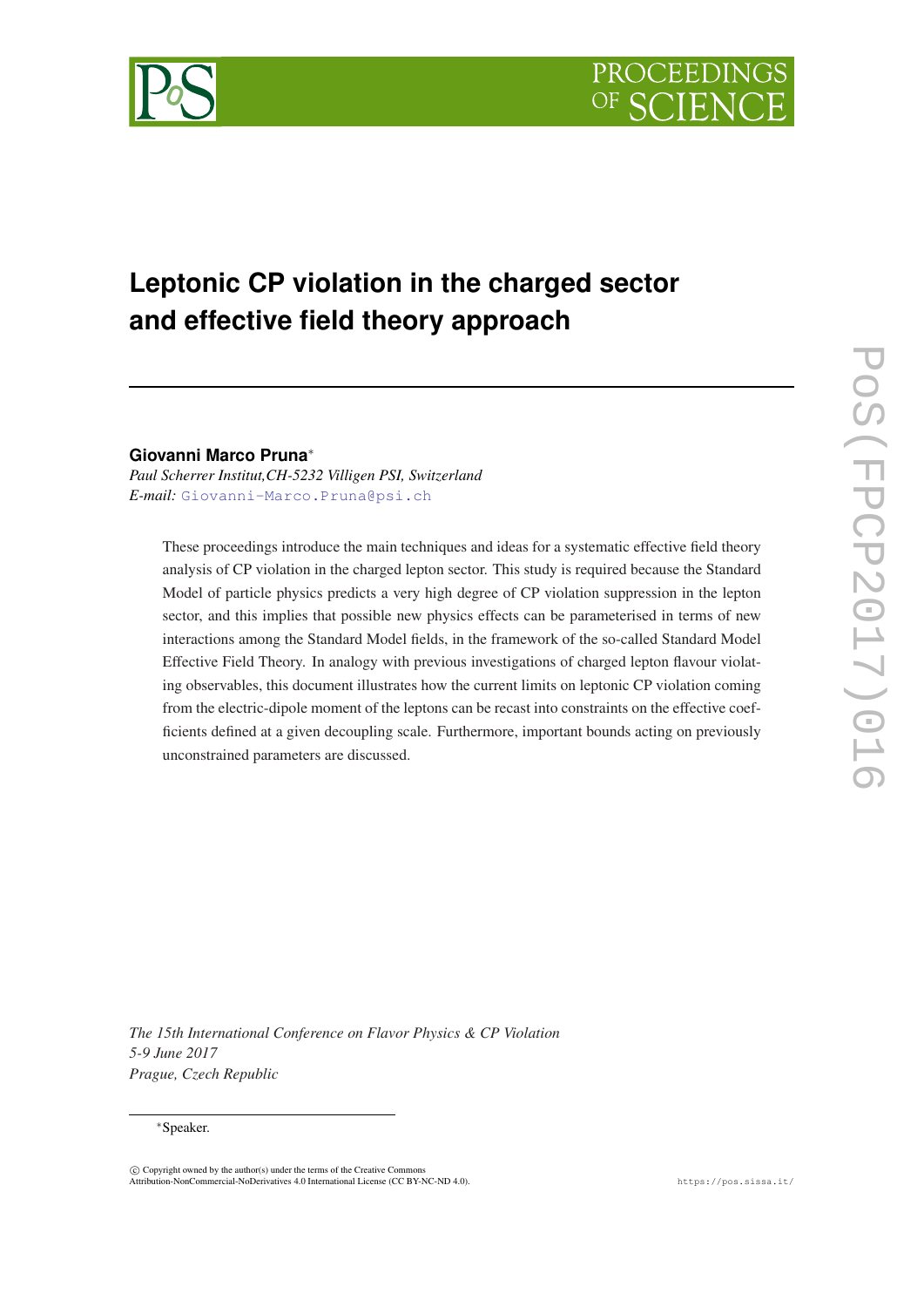# Leptonic CP violation in the charged sector and effective field theory approach

**Giovanni Marco Pruna***

*Paul Scherrer Institut,CH-5232 Villigen PSI, Switzerland*
*E-mail:* Giovanni-Marco.Pruna@psi.ch

These proceedings introduce the main techniques and ideas for a systematic effective field theory analysis of CP violation in the charged lepton sector. This study is required because the Standard Model of particle physics predicts a very high degree of CP violation suppression in the lepton sector, and this implies that possible new physics effects can be parameterised in terms of new interactions among the Standard Model fields, in the framework of the so-called Standard Model Effective Field Theory. In analogy with previous investigations of charged lepton flavour violating observables, this document illustrates how the current limits on leptonic CP violation coming from the electric-dipole moment of the leptons can be recast into constraints on the effective coefficients defined at a given decoupling scale. Furthermore, important bounds acting on previously unconstrained parameters are discussed.

*The 15th International Conference on Flavor Physics & CP Violation*
*5-9 June 2017*
*Prague, Czech Republic*

*Speaker.

© Copyright owned by the author(s) under the terms of the Creative Commons Attribution-NonCommercial-NoDerivatives 4.0 International License (CC BY-NC-ND 4.0).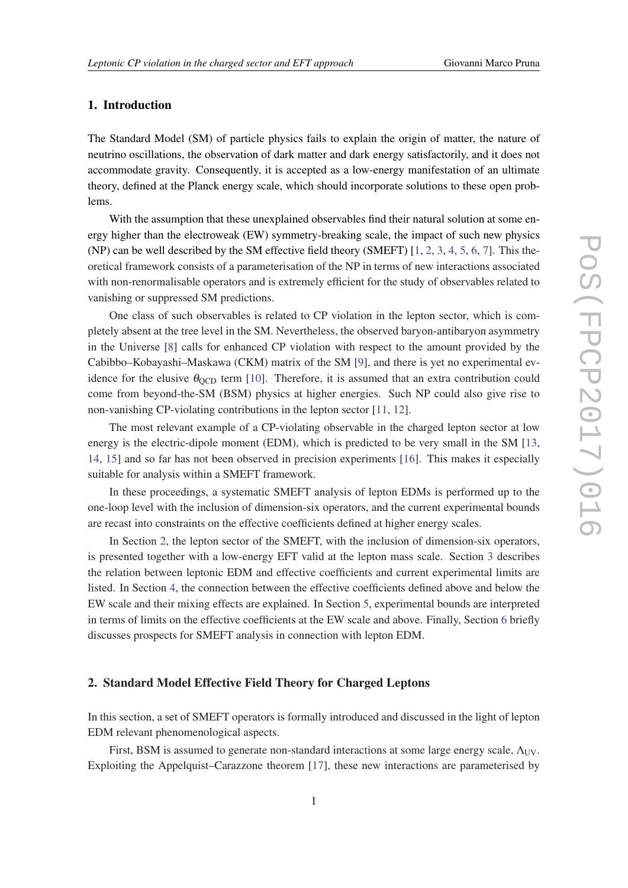## 1. Introduction

The Standard Model (SM) of particle physics fails to explain the origin of matter, the nature of neutrino oscillations, the observation of dark matter and dark energy satisfactorily, and it does not accommodate gravity. Consequently, it is accepted as a low-energy manifestation of an ultimate theory, defined at the Planck energy scale, which should incorporate solutions to these open problems.

With the assumption that these unexplained observables find their natural solution at some energy higher than the electroweak (EW) symmetry-breaking scale, the impact of such new physics (NP) can be well described by the SM effective field theory (SMEFT) [1, 2, 3, 4, 5, 6, 7]. This theoretical framework consists of a parameterisation of the NP in terms of new interactions associated with non-renormalisable operators and is extremely efficient for the study of observables related to vanishing or suppressed SM predictions.

One class of such observables is related to CP violation in the lepton sector, which is completely absent at the tree level in the SM. Nevertheless, the observed baryon-antibaryon asymmetry in the Universe [8] calls for enhanced CP violation with respect to the amount provided by the Cabibbo–Kobayashi–Maskawa (CKM) matrix of the SM [9], and there is yet no experimental evidence for the elusive $\theta_{\rm QCD}$ term [10]. Therefore, it is assumed that an extra contribution could come from beyond-the-SM (BSM) physics at higher energies. Such NP could also give rise to non-vanishing CP-violating contributions in the lepton sector [11, 12].

The most relevant example of a CP-violating observable in the charged lepton sector at low energy is the electric-dipole moment (EDM), which is predicted to be very small in the SM [13, 14, 15] and so far has not been observed in precision experiments [16]. This makes it especially suitable for analysis within a SMEFT framework.

In these proceedings, a systematic SMEFT analysis of lepton EDMs is performed up to the one-loop level with the inclusion of dimension-six operators, and the current experimental bounds are recast into constraints on the effective coefficients defined at higher energy scales.

In Section 2, the lepton sector of the SMEFT, with the inclusion of dimension-six operators, is presented together with a low-energy EFT valid at the lepton mass scale. Section 3 describes the relation between leptonic EDM and effective coefficients and current experimental limits are listed. In Section 4, the connection between the effective coefficients defined above and below the EW scale and their mixing effects are explained. In Section 5, experimental bounds are interpreted in terms of limits on the effective coefficients at the EW scale and above. Finally, Section 6 briefly discusses prospects for SMEFT analysis in connection with lepton EDM.

## 2. Standard Model Effective Field Theory for Charged Leptons

In this section, a set of SMEFT operators is formally introduced and discussed in the light of lepton EDM relevant phenomenological aspects.

First, BSM is assumed to generate non-standard interactions at some large energy scale, $\Lambda_{\rm UV}$. Exploiting the Appelquist–Carazzone theorem [17], these new interactions are parameterised by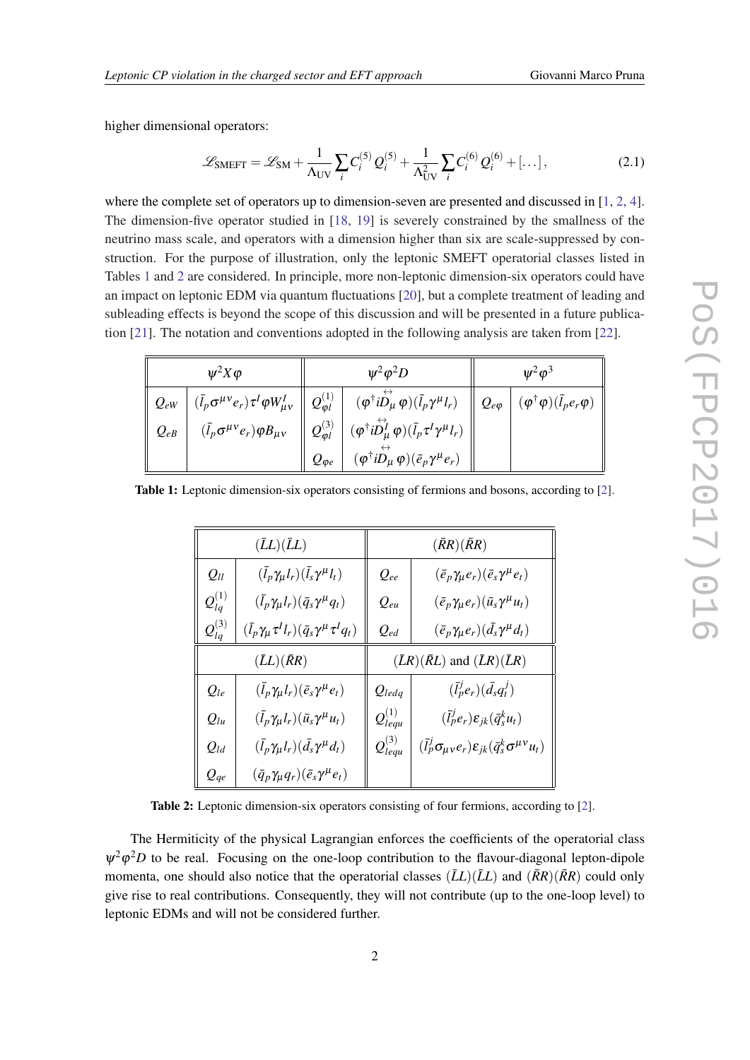higher dimensional operators:

$$\mathscr{L}_{\text{SMEFT}} = \mathscr{L}_{\text{SM}} + \frac{1}{\Lambda_{\text{UV}}} \sum_i C_i^{(5)} Q_i^{(5)} + \frac{1}{\Lambda_{\text{UV}}^2} \sum_i C_i^{(6)} Q_i^{(6)} + [\dots] , \tag{2.1}$$

where the complete set of operators up to dimension-seven are presented and discussed in [1, 2, 4]. The dimension-five operator studied in [18, 19] is severely constrained by the smallness of the neutrino mass scale, and operators with a dimension higher than six are scale-suppressed by construction. For the purpose of illustration, only the leptonic SMEFT operatorial classes listed in Tables 1 and 2 are considered. In principle, more non-leptonic dimension-six operators could have an impact on leptonic EDM via quantum fluctuations [20], but a complete treatment of leading and subleading effects is beyond the scope of this discussion and will be presented in a future publication [21]. The notation and conventions adopted in the following analysis are taken from [22].

| $\psi^2 X \varphi$ | | $\psi^2 \varphi^2 D$ | | $\psi^2 \varphi^3$ | |
|---|---|---|---|---|---|
| $Q_{eW}$ | $(\bar{l}_p \sigma^{\mu\nu} e_r) \tau^I \varphi W^I_{\mu\nu}$ | $Q^{(1)}_{\varphi l}$ | $(\varphi^\dagger i \overleftrightarrow{D}_\mu \varphi)(\bar{l}_p \gamma^\mu l_r)$ | $Q_{e\varphi}$ | $(\varphi^\dagger \varphi)(\bar{l}_p e_r \varphi)$ |
| $Q_{eB}$ | $(\bar{l}_p \sigma^{\mu\nu} e_r) \varphi B_{\mu\nu}$ | $Q^{(3)}_{\varphi l}$ | $(\varphi^\dagger i \overleftrightarrow{D}^I_\mu \varphi)(\bar{l}_p \tau^I \gamma^\mu l_r)$ | | |
| | | $Q_{\varphi e}$ | $(\varphi^\dagger i \overleftrightarrow{D}_\mu \varphi)(\bar{e}_p \gamma^\mu e_r)$ | | |

**Table 1:** Leptonic dimension-six operators consisting of fermions and bosons, according to [2].

| $(\bar{L}L)(\bar{L}L)$ | | $(\bar{R}R)(\bar{R}R)$ | |
|---|---|---|---|
| $Q_{ll}$ | $(\bar{l}_p \gamma_\mu l_r)(\bar{l}_s \gamma^\mu l_t)$ | $Q_{ee}$ | $(\bar{e}_p \gamma_\mu e_r)(\bar{e}_s \gamma^\mu e_t)$ |
| $Q^{(1)}_{lq}$ | $(\bar{l}_p \gamma_\mu l_r)(\bar{q}_s \gamma^\mu q_t)$ | $Q_{eu}$ | $(\bar{e}_p \gamma_\mu e_r)(\bar{u}_s \gamma^\mu u_t)$ |
| $Q^{(3)}_{lq}$ | $(\bar{l}_p \gamma_\mu \tau^I l_r)(\bar{q}_s \gamma^\mu \tau^I q_t)$ | $Q_{ed}$ | $(\bar{e}_p \gamma_\mu e_r)(\bar{d}_s \gamma^\mu d_t)$ |
| $(\bar{L}L)(\bar{R}R)$ | | $(\bar{L}R)(\bar{R}L)$ and $(\bar{L}R)(\bar{L}R)$ | |
| $Q_{le}$ | $(\bar{l}_p \gamma_\mu l_r)(\bar{e}_s \gamma^\mu e_t)$ | $Q_{ledq}$ | $(\bar{l}^j_p e_r)(\bar{d}_s q^j_t)$ |
| $Q_{lu}$ | $(\bar{l}_p \gamma_\mu l_r)(\bar{u}_s \gamma^\mu u_t)$ | $Q^{(1)}_{lequ}$ | $(\bar{l}^j_p e_r) \varepsilon_{jk} (\bar{q}^k_s u_t)$ |
| $Q_{ld}$ | $(\bar{l}_p \gamma_\mu l_r)(\bar{d}_s \gamma^\mu d_t)$ | $Q^{(3)}_{lequ}$ | $(\bar{l}^j_p \sigma_{\mu\nu} e_r) \varepsilon_{jk} (\bar{q}^k_s \sigma^{\mu\nu} u_t)$ |
| $Q_{qe}$ | $(\bar{q}_p \gamma_\mu q_r)(\bar{e}_s \gamma^\mu e_t)$ | | |

**Table 2:** Leptonic dimension-six operators consisting of four fermions, according to [2].

The Hermiticity of the physical Lagrangian enforces the coefficients of the operatorial class $\psi^2 \varphi^2 D$ to be real. Focusing on the one-loop contribution to the flavour-diagonal lepton-dipole momenta, one should also notice that the operatorial classes $(\bar{L}L)(\bar{L}L)$ and $(\bar{R}R)(\bar{R}R)$ could only give rise to real contributions. Consequently, they will not contribute (up to the one-loop level) to leptonic EDMs and will not be considered further.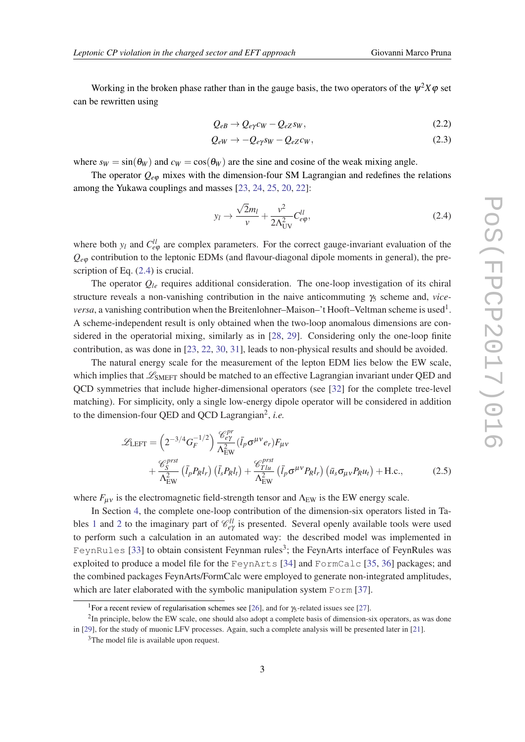Working in the broken phase rather than in the gauge basis, the two operators of the $\psi^2 X \varphi$ set can be rewritten using

$$Q_{eB} \to Q_{e\gamma} c_W - Q_{eZ} s_W, \tag{2.2}$$

$$Q_{eW} \to -Q_{e\gamma} s_W - Q_{eZ} c_W, \tag{2.3}$$

where $s_W = \sin(\theta_W)$ and $c_W = \cos(\theta_W)$ are the sine and cosine of the weak mixing angle.

The operator $Q_{e\varphi}$ mixes with the dimension-four SM Lagrangian and redefines the relations among the Yukawa couplings and masses [23, 24, 25, 20, 22]:

$$y_l \to \frac{\sqrt{2} m_l}{v} + \frac{v^2}{2\Lambda_{\text{UV}}^2} C_{e\varphi}^{ll}, \tag{2.4}$$

where both $y_l$ and $C_{e\varphi}^{ll}$ are complex parameters. For the correct gauge-invariant evaluation of the $Q_{e\varphi}$ contribution to the leptonic EDMs (and flavour-diagonal dipole moments in general), the prescription of Eq. (2.4) is crucial.

The operator $Q_{le}$ requires additional consideration. The one-loop investigation of its chiral structure reveals a non-vanishing contribution in the naive anticommuting $\gamma_5$ scheme and, *vice-versa*, a vanishing contribution when the Breitenlohner–Maison–'t Hooft–Veltman scheme is used[1]. A scheme-independent result is only obtained when the two-loop anomalous dimensions are considered in the operatorial mixing, similarly as in [28, 29]. Considering only the one-loop finite contribution, as was done in [23, 22, 30, 31], leads to non-physical results and should be avoided.

The natural energy scale for the measurement of the lepton EDM lies below the EW scale, which implies that $\mathscr{L}_{\text{SMEFT}}$ should be matched to an effective Lagrangian invariant under QED and QCD symmetries that include higher-dimensional operators (see [32] for the complete tree-level matching). For simplicity, only a single low-energy dipole operator will be considered in addition to the dimension-four QED and QCD Lagrangian[2], *i.e.*

$$\begin{aligned}
\mathscr{L}_{\text{LEFT}} = &\left(2^{-3/4} G_F^{-1/2}\right) \frac{\mathscr{C}_{e\gamma}^{pr}}{\Lambda_{\text{EW}}^2} (\bar{l}_p \sigma^{\mu\nu} e_r) F_{\mu\nu} \\
&+ \frac{\mathscr{C}_S^{prst}}{\Lambda_{\text{EW}}^2} \left(\bar{l}_p P_R l_r\right) \left(\bar{l}_s P_R l_t\right) + \frac{\mathscr{C}_{Tlu}^{prst}}{\Lambda_{\text{EW}}^2} \left(\bar{l}_p \sigma^{\mu\nu} P_R l_r\right) \left(\bar{u}_s \sigma_{\mu\nu} P_R u_t\right) + \text{H.c.},
\end{aligned} \tag{2.5}$$

where $F_{\mu\nu}$ is the electromagnetic field-strength tensor and $\Lambda_{\text{EW}}$ is the EW energy scale.

In Section 4, the complete one-loop contribution of the dimension-six operators listed in Tables 1 and 2 to the imaginary part of $\mathscr{C}_{e\gamma}^{ll}$ is presented. Several openly available tools were used to perform such a calculation in an automated way: the described model was implemented in `FeynRules` [33] to obtain consistent Feynman rules[3]; the FeynArts interface of FeynRules was exploited to produce a model file for the `FeynArts` [34] and `FormCalc` [35, 36] packages; and the combined packages FeynArts/FormCalc were employed to generate non-integrated amplitudes, which are later elaborated with the symbolic manipulation system `Form` [37].

[1] For a recent review of regularisation schemes see [26], and for $\gamma_5$-related issues see [27].

[2] In principle, below the EW scale, one should also adopt a complete basis of dimension-six operators, as was done in [29], for the study of muonic LFV processes. Again, such a complete analysis will be presented later in [21].

[3] The model file is available upon request.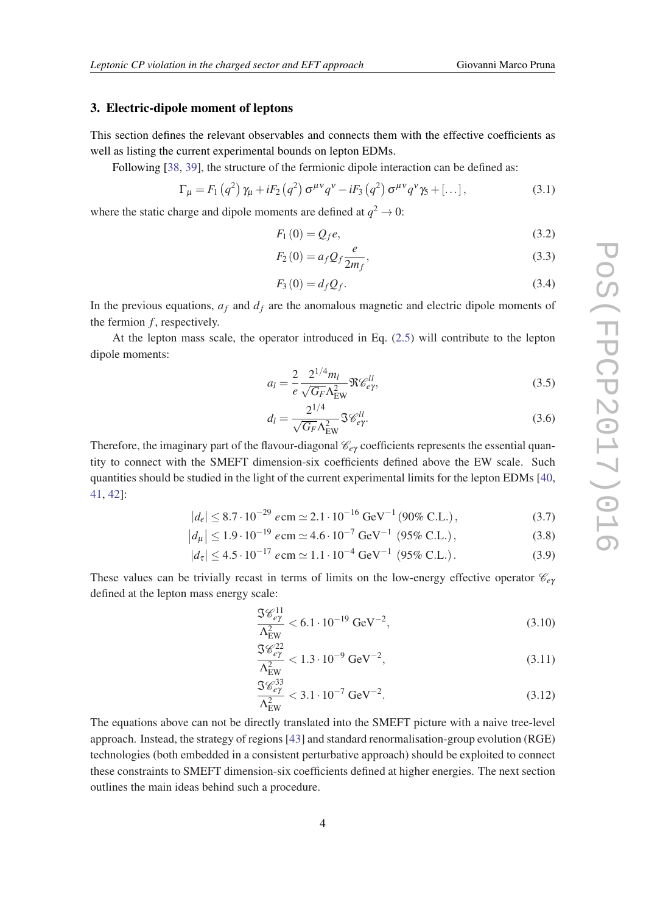## 3. Electric-dipole moment of leptons

This section defines the relevant observables and connects them with the effective coefficients as well as listing the current experimental bounds on lepton EDMs.

Following [38, 39], the structure of the fermionic dipole interaction can be defined as:

$$\Gamma_\mu = F_1\left(q^2\right)\gamma_\mu + iF_2\left(q^2\right)\sigma^{\mu\nu}q^\nu - iF_3\left(q^2\right)\sigma^{\mu\nu}q^\nu\gamma_5 + [\ldots], \tag{3.1}$$

where the static charge and dipole moments are defined at $q^2 \to 0$:

$$F_1(0) = Q_f e, \tag{3.2}$$

$$F_2(0) = a_f Q_f \frac{e}{2m_f}, \tag{3.3}$$

$$F_3(0) = d_f Q_f. \tag{3.4}$$

In the previous equations, $a_f$ and $d_f$ are the anomalous magnetic and electric dipole moments of the fermion $f$, respectively.

At the lepton mass scale, the operator introduced in Eq. (2.5) will contribute to the lepton dipole moments:

$$a_l = \frac{2}{e}\frac{2^{1/4}m_l}{\sqrt{G_F}\Lambda^2_{\mathrm{EW}}}\Re\mathscr{C}^{ll}_{e\gamma}, \tag{3.5}$$

$$d_l = \frac{2^{1/4}}{\sqrt{G_F}\Lambda^2_{\mathrm{EW}}}\Im\mathscr{C}^{ll}_{e\gamma}. \tag{3.6}$$

Therefore, the imaginary part of the flavour-diagonal $\mathscr{C}_{e\gamma}$ coefficients represents the essential quantity to connect with the SMEFT dimension-six coefficients defined above the EW scale. Such quantities should be studied in the light of the current experimental limits for the lepton EDMs [40, 41, 42]:

$$|d_e| \leq 8.7\cdot 10^{-29}\, e\,\mathrm{cm} \simeq 2.1\cdot 10^{-16}\,\mathrm{GeV}^{-1}\,(90\%\ \mathrm{C.L.}), \tag{3.7}$$

$$|d_\mu| \leq 1.9\cdot 10^{-19}\, e\,\mathrm{cm} \simeq 4.6\cdot 10^{-7}\,\mathrm{GeV}^{-1}\ (95\%\ \mathrm{C.L.}), \tag{3.8}$$

$$|d_\tau| \leq 4.5\cdot 10^{-17}\, e\,\mathrm{cm} \simeq 1.1\cdot 10^{-4}\,\mathrm{GeV}^{-1}\ (95\%\ \mathrm{C.L.}). \tag{3.9}$$

These values can be trivially recast in terms of limits on the low-energy effective operator $\mathscr{C}_{e\gamma}$ defined at the lepton mass energy scale:

$$\frac{\Im\mathscr{C}^{11}_{e\gamma}}{\Lambda^2_{\mathrm{EW}}} < 6.1\cdot 10^{-19}\,\mathrm{GeV}^{-2}, \tag{3.10}$$

$$\frac{\Im\mathscr{C}^{22}_{e\gamma}}{\Lambda^2_{\mathrm{EW}}} < 1.3\cdot 10^{-9}\,\mathrm{GeV}^{-2}, \tag{3.11}$$

$$\frac{\Im\mathscr{C}^{33}_{e\gamma}}{\Lambda^2_{\mathrm{EW}}} < 3.1\cdot 10^{-7}\,\mathrm{GeV}^{-2}. \tag{3.12}$$

The equations above can not be directly translated into the SMEFT picture with a naive tree-level approach. Instead, the strategy of regions [43] and standard renormalisation-group evolution (RGE) technologies (both embedded in a consistent perturbative approach) should be exploited to connect these constraints to SMEFT dimension-six coefficients defined at higher energies. The next section outlines the main ideas behind such a procedure.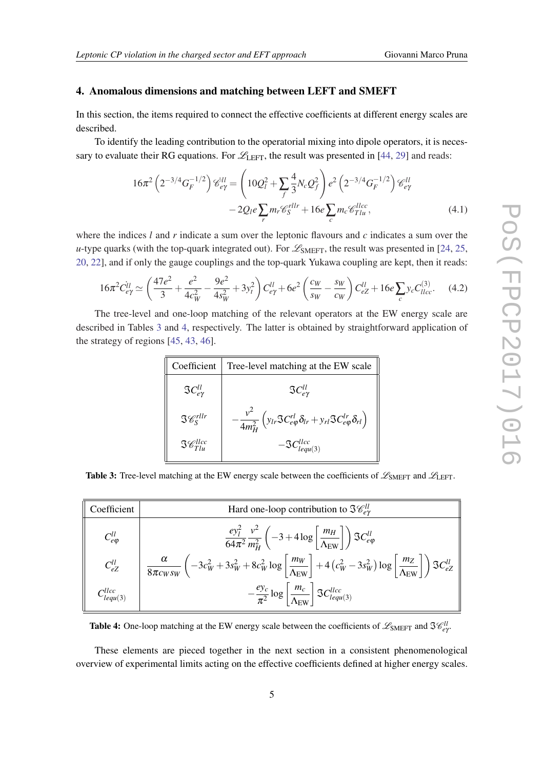## 4. Anomalous dimensions and matching between LEFT and SMEFT

In this section, the items required to connect the effective coefficients at different energy scales are described.

To identify the leading contribution to the operatorial mixing into dipole operators, it is necessary to evaluate their RG equations. For $\mathscr{L}_{\rm LEFT}$, the result was presented in [44, 29] and reads:

$$16\pi^2 \left(2^{-3/4} G_F^{-1/2}\right) \dot{\mathscr{C}}_{e\gamma}^{ll} = \left(10 Q_l^2 + \sum_f \frac{4}{3} N_c Q_f^2\right) e^2 \left(2^{-3/4} G_F^{-1/2}\right) \mathscr{C}_{e\gamma}^{ll} - 2 Q_l e \sum_r m_r \mathscr{C}_S^{rllr} + 16 e \sum_c m_c \mathscr{C}_{Tlu}^{llcc}, \tag{4.1}$$

where the indices $l$ and $r$ indicate a sum over the leptonic flavours and $c$ indicates a sum over the $u$-type quarks (with the top-quark integrated out). For $\mathscr{L}_{\rm SMEFT}$, the result was presented in [24, 25, 20, 22], and if only the gauge couplings and the top-quark Yukawa coupling are kept, then it reads:

$$16\pi^2 \dot{C}_{e\gamma}^{ll} \simeq \left(\frac{47e^2}{3} + \frac{e^2}{4c_W^2} - \frac{9e^2}{4s_W^2} + 3y_t^2\right) C_{e\gamma}^{ll} + 6e^2 \left(\frac{c_W}{s_W} - \frac{s_W}{c_W}\right) C_{eZ}^{ll} + 16 e \sum_c y_c C_{llcc}^{(3)}. \tag{4.2}$$

The tree-level and one-loop matching of the relevant operators at the EW energy scale are described in Tables 3 and 4, respectively. The latter is obtained by straightforward application of the strategy of regions [45, 43, 46].

| Coefficient | Tree-level matching at the EW scale |
|---|---|
| $\Im \mathscr{C}_{e\gamma}^{ll}$ | $\Im C_{e\gamma}^{ll}$ |
| $\Im \mathscr{C}_S^{rllr}$ | $-\frac{v^2}{4m_H^2}\left(y_{lr} \Im C_{e\varphi}^{rl} \delta_{lr} + y_{rl} \Im C_{e\varphi}^{lr} \delta_{rl}\right)$ |
| $\Im \mathscr{C}_{Tlu}^{llcc}$ | $-\Im C_{lequ(3)}^{llcc}$ |

**Table 3:** Tree-level matching at the EW energy scale between the coefficients of $\mathscr{L}_{\rm SMEFT}$ and $\mathscr{L}_{\rm LEFT}$.

| Coefficient | Hard one-loop contribution to $\Im \mathscr{C}_{e\gamma}^{ll}$ |
|---|---|
| $C_{e\varphi}^{ll}$ | $\frac{e y_l^2}{64\pi^2} \frac{v^2}{m_H^2} \left(-3 + 4\log\left[\frac{m_H}{\Lambda_{\rm EW}}\right]\right) \Im C_{e\varphi}^{ll}$ |
| $C_{eZ}^{ll}$ | $\frac{\alpha}{8\pi c_W s_W}\left(-3c_W^2 + 3s_W^2 + 8c_W^2 \log\left[\frac{m_W}{\Lambda_{\rm EW}}\right] + 4\left(c_W^2 - 3s_W^2\right)\log\left[\frac{m_Z}{\Lambda_{\rm EW}}\right]\right) \Im C_{eZ}^{ll}$ |
| $C_{lequ(3)}^{llcc}$ | $-\frac{e y_c}{\pi^2} \log\left[\frac{m_c}{\Lambda_{\rm EW}}\right] \Im C_{lequ(3)}^{llcc}$ |

**Table 4:** One-loop matching at the EW energy scale between the coefficients of $\mathscr{L}_{\rm SMEFT}$ and $\Im \mathscr{C}_{e\gamma}^{ll}$.

These elements are pieced together in the next section in a consistent phenomenological overview of experimental limits acting on the effective coefficients defined at higher energy scales.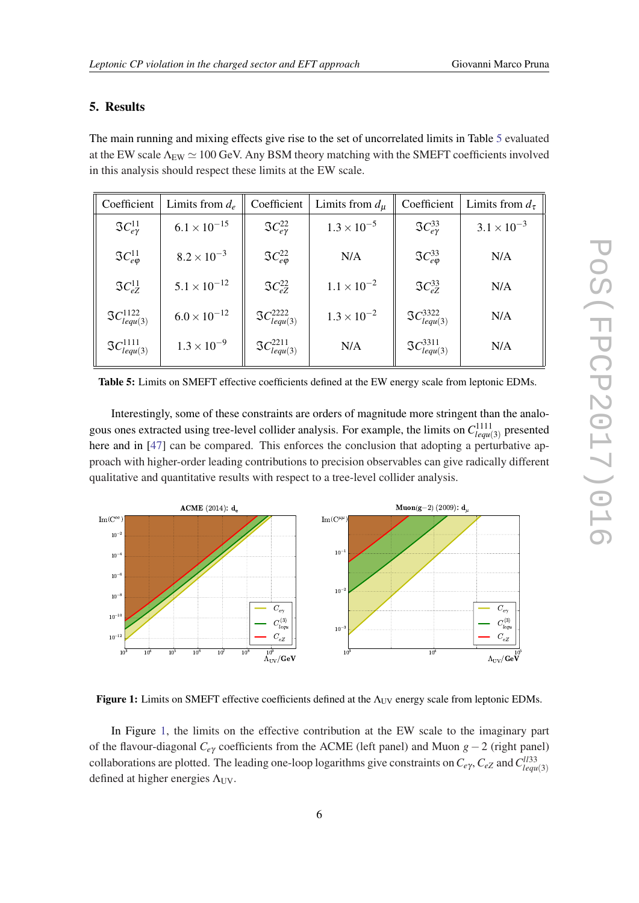## 5. Results

The main running and mixing effects give rise to the set of uncorrelated limits in Table 5 evaluated at the EW scale $\Lambda_{\rm EW} \simeq 100$ GeV. Any BSM theory matching with the SMEFT coefficients involved in this analysis should respect these limits at the EW scale.

| Coefficient | Limits from $d_e$ | Coefficient | Limits from $d_\mu$ | Coefficient | Limits from $d_\tau$ |
|---|---|---|---|---|---|
| $\Im C_{e\gamma}^{11}$ | $6.1\times10^{-15}$ | $\Im C_{e\gamma}^{22}$ | $1.3\times10^{-5}$ | $\Im C_{e\gamma}^{33}$ | $3.1\times10^{-3}$ |
| $\Im C_{e\varphi}^{11}$ | $8.2\times10^{-3}$ | $\Im C_{e\varphi}^{22}$ | N/A | $\Im C_{e\varphi}^{33}$ | N/A |
| $\Im C_{eZ}^{11}$ | $5.1\times10^{-12}$ | $\Im C_{eZ}^{22}$ | $1.1\times10^{-2}$ | $\Im C_{eZ}^{33}$ | N/A |
| $\Im C_{lequ(3)}^{1122}$ | $6.0\times10^{-12}$ | $\Im C_{lequ(3)}^{2222}$ | $1.3\times10^{-2}$ | $\Im C_{lequ(3)}^{3322}$ | N/A |
| $\Im C_{lequ(3)}^{1111}$ | $1.3\times10^{-9}$ | $\Im C_{lequ(3)}^{2211}$ | N/A | $\Im C_{lequ(3)}^{3311}$ | N/A |

**Table 5:** Limits on SMEFT effective coefficients defined at the EW energy scale from leptonic EDMs.

Interestingly, some of these constraints are orders of magnitude more stringent than the analogous ones extracted using tree-level collider analysis. For example, the limits on $C_{lequ(3)}^{1111}$ presented here and in [47] can be compared. This enforces the conclusion that adopting a perturbative approach with higher-order leading contributions to precision observables can give radically different qualitative and quantitative results with respect to a tree-level collider analysis.

**Figure 1:** Limits on SMEFT effective coefficients defined at the $\Lambda_{\rm UV}$ energy scale from leptonic EDMs.

In Figure 1, the limits on the effective contribution at the EW scale to the imaginary part of the flavour-diagonal $C_{e\gamma}$ coefficients from the ACME (left panel) and Muon $g-2$ (right panel) collaborations are plotted. The leading one-loop logarithms give constraints on $C_{e\gamma}$, $C_{eZ}$ and $C_{lequ(3)}^{ll33}$ defined at higher energies $\Lambda_{\rm UV}$.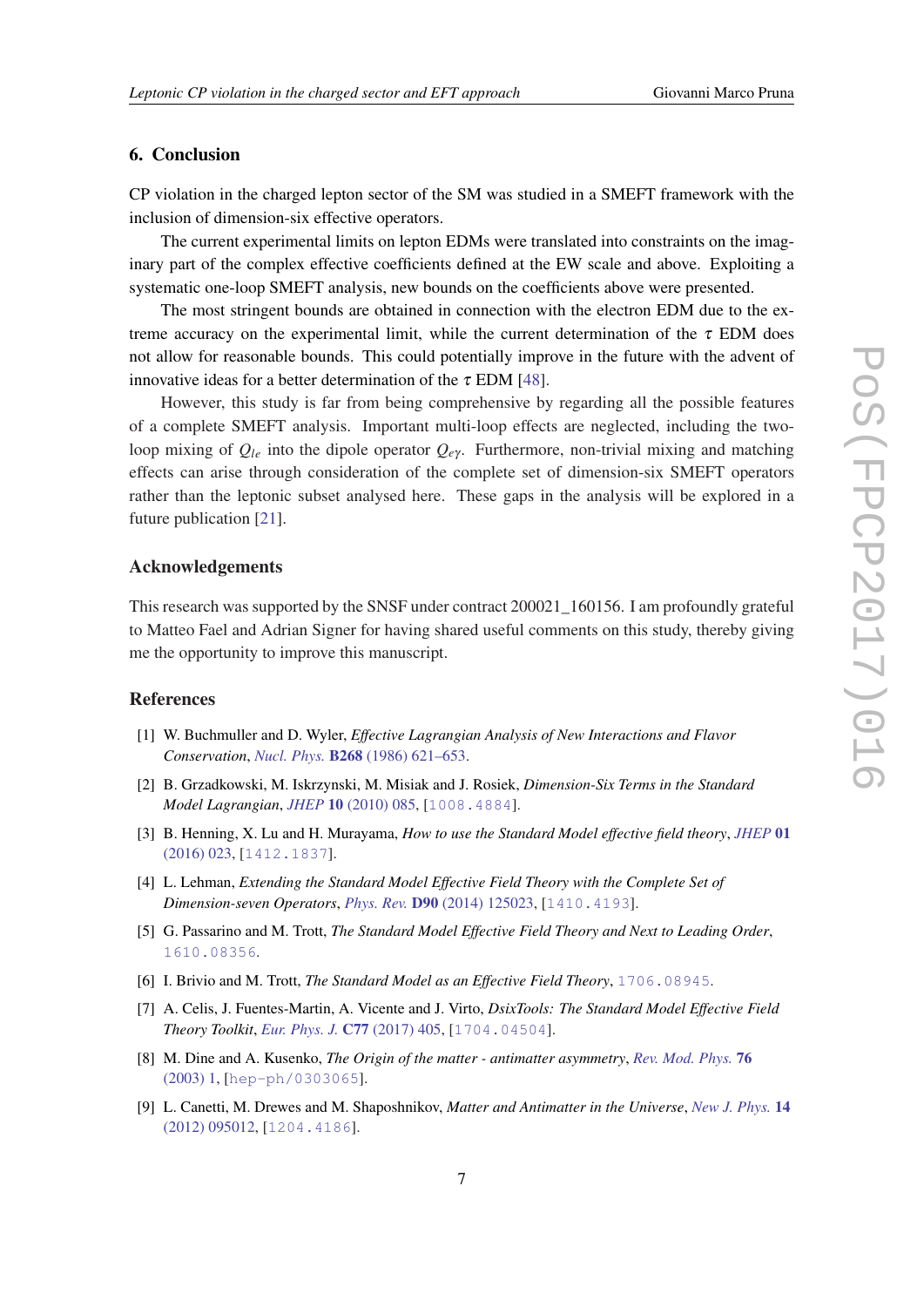## 6. Conclusion

CP violation in the charged lepton sector of the SM was studied in a SMEFT framework with the inclusion of dimension-six effective operators.

The current experimental limits on lepton EDMs were translated into constraints on the imaginary part of the complex effective coefficients defined at the EW scale and above. Exploiting a systematic one-loop SMEFT analysis, new bounds on the coefficients above were presented.

The most stringent bounds are obtained in connection with the electron EDM due to the extreme accuracy on the experimental limit, while the current determination of the $\tau$ EDM does not allow for reasonable bounds. This could potentially improve in the future with the advent of innovative ideas for a better determination of the $\tau$ EDM [48].

However, this study is far from being comprehensive by regarding all the possible features of a complete SMEFT analysis. Important multi-loop effects are neglected, including the two-loop mixing of $Q_{le}$ into the dipole operator $Q_{e\gamma}$. Furthermore, non-trivial mixing and matching effects can arise through consideration of the complete set of dimension-six SMEFT operators rather than the leptonic subset analysed here. These gaps in the analysis will be explored in a future publication [21].

## Acknowledgements

This research was supported by the SNSF under contract 200021_160156. I am profoundly grateful to Matteo Fael and Adrian Signer for having shared useful comments on this study, thereby giving me the opportunity to improve this manuscript.

## References

[1] W. Buchmuller and D. Wyler, *Effective Lagrangian Analysis of New Interactions and Flavor Conservation*, *Nucl. Phys.* **B268** (1986) 621–653.

[2] B. Grzadkowski, M. Iskrzynski, M. Misiak and J. Rosiek, *Dimension-Six Terms in the Standard Model Lagrangian*, *JHEP* **10** (2010) 085, [1008.4884].

[3] B. Henning, X. Lu and H. Murayama, *How to use the Standard Model effective field theory*, *JHEP* **01** (2016) 023, [1412.1837].

[4] L. Lehman, *Extending the Standard Model Effective Field Theory with the Complete Set of Dimension-seven Operators*, *Phys. Rev.* **D90** (2014) 125023, [1410.4193].

[5] G. Passarino and M. Trott, *The Standard Model Effective Field Theory and Next to Leading Order*, 1610.08356.

[6] I. Brivio and M. Trott, *The Standard Model as an Effective Field Theory*, 1706.08945.

[7] A. Celis, J. Fuentes-Martin, A. Vicente and J. Virto, *DsixTools: The Standard Model Effective Field Theory Toolkit*, *Eur. Phys. J.* **C77** (2017) 405, [1704.04504].

[8] M. Dine and A. Kusenko, *The Origin of the matter - antimatter asymmetry*, *Rev. Mod. Phys.* **76** (2003) 1, [hep-ph/0303065].

[9] L. Canetti, M. Drewes and M. Shaposhnikov, *Matter and Antimatter in the Universe*, *New J. Phys.* **14** (2012) 095012, [1204.4186].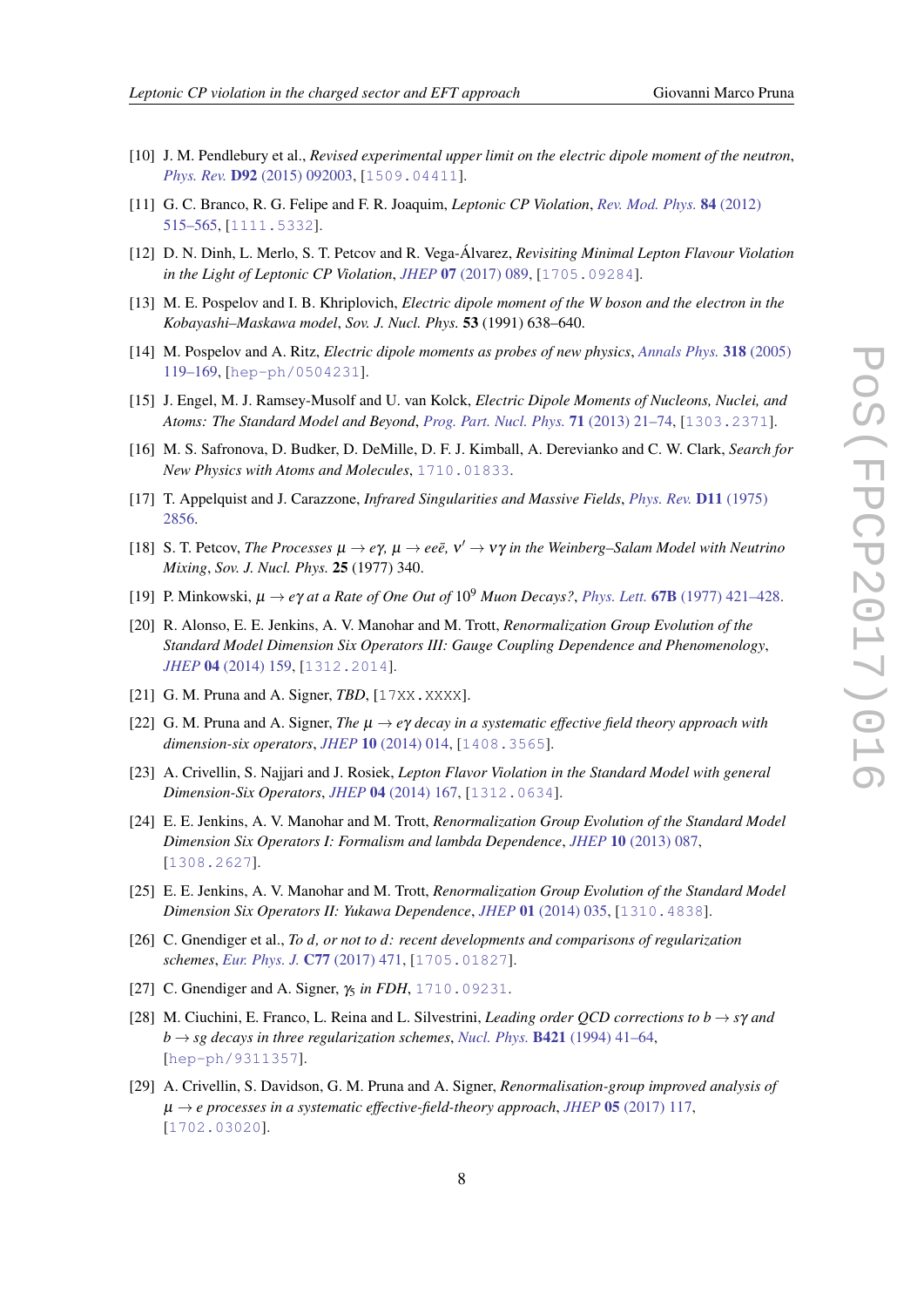[10] J. M. Pendlebury et al., *Revised experimental upper limit on the electric dipole moment of the neutron*, *Phys. Rev.* **D92** (2015) 092003, [1509.04411].

[11] G. C. Branco, R. G. Felipe and F. R. Joaquim, *Leptonic CP Violation*, *Rev. Mod. Phys.* **84** (2012) 515–565, [1111.5332].

[12] D. N. Dinh, L. Merlo, S. T. Petcov and R. Vega-Álvarez, *Revisiting Minimal Lepton Flavour Violation in the Light of Leptonic CP Violation*, *JHEP* **07** (2017) 089, [1705.09284].

[13] M. E. Pospelov and I. B. Khriplovich, *Electric dipole moment of the W boson and the electron in the Kobayashi–Maskawa model*, *Sov. J. Nucl. Phys.* **53** (1991) 638–640.

[14] M. Pospelov and A. Ritz, *Electric dipole moments as probes of new physics*, *Annals Phys.* **318** (2005) 119–169, [hep-ph/0504231].

[15] J. Engel, M. J. Ramsey-Musolf and U. van Kolck, *Electric Dipole Moments of Nucleons, Nuclei, and Atoms: The Standard Model and Beyond*, *Prog. Part. Nucl. Phys.* **71** (2013) 21–74, [1303.2371].

[16] M. S. Safronova, D. Budker, D. DeMille, D. F. J. Kimball, A. Derevianko and C. W. Clark, *Search for New Physics with Atoms and Molecules*, 1710.01833.

[17] T. Appelquist and J. Carazzone, *Infrared Singularities and Massive Fields*, *Phys. Rev.* **D11** (1975) 2856.

[18] S. T. Petcov, *The Processes $\mu \to e\gamma$, $\mu \to ee\bar{e}$, $\nu' \to \nu\gamma$ in the Weinberg–Salam Model with Neutrino Mixing*, *Sov. J. Nucl. Phys.* **25** (1977) 340.

[19] P. Minkowski, *$\mu \to e\gamma$ at a Rate of One Out of $10^9$ Muon Decays?*, *Phys. Lett.* **67B** (1977) 421–428.

[20] R. Alonso, E. E. Jenkins, A. V. Manohar and M. Trott, *Renormalization Group Evolution of the Standard Model Dimension Six Operators III: Gauge Coupling Dependence and Phenomenology*, *JHEP* **04** (2014) 159, [1312.2014].

[21] G. M. Pruna and A. Signer, *TBD*, [17XX.XXXX].

[22] G. M. Pruna and A. Signer, *The $\mu \to e\gamma$ decay in a systematic effective field theory approach with dimension-six operators*, *JHEP* **10** (2014) 014, [1408.3565].

[23] A. Crivellin, S. Najjari and J. Rosiek, *Lepton Flavor Violation in the Standard Model with general Dimension-Six Operators*, *JHEP* **04** (2014) 167, [1312.0634].

[24] E. E. Jenkins, A. V. Manohar and M. Trott, *Renormalization Group Evolution of the Standard Model Dimension Six Operators I: Formalism and lambda Dependence*, *JHEP* **10** (2013) 087, [1308.2627].

[25] E. E. Jenkins, A. V. Manohar and M. Trott, *Renormalization Group Evolution of the Standard Model Dimension Six Operators II: Yukawa Dependence*, *JHEP* **01** (2014) 035, [1310.4838].

[26] C. Gnendiger et al., *To d, or not to d: recent developments and comparisons of regularization schemes*, *Eur. Phys. J.* **C77** (2017) 471, [1705.01827].

[27] C. Gnendiger and A. Signer, *$\gamma_5$ in FDH*, 1710.09231.

[28] M. Ciuchini, E. Franco, L. Reina and L. Silvestrini, *Leading order QCD corrections to $b \to s\gamma$ and $b \to sg$ decays in three regularization schemes*, *Nucl. Phys.* **B421** (1994) 41–64, [hep-ph/9311357].

[29] A. Crivellin, S. Davidson, G. M. Pruna and A. Signer, *Renormalisation-group improved analysis of $\mu \to e$ processes in a systematic effective-field-theory approach*, *JHEP* **05** (2017) 117, [1702.03020].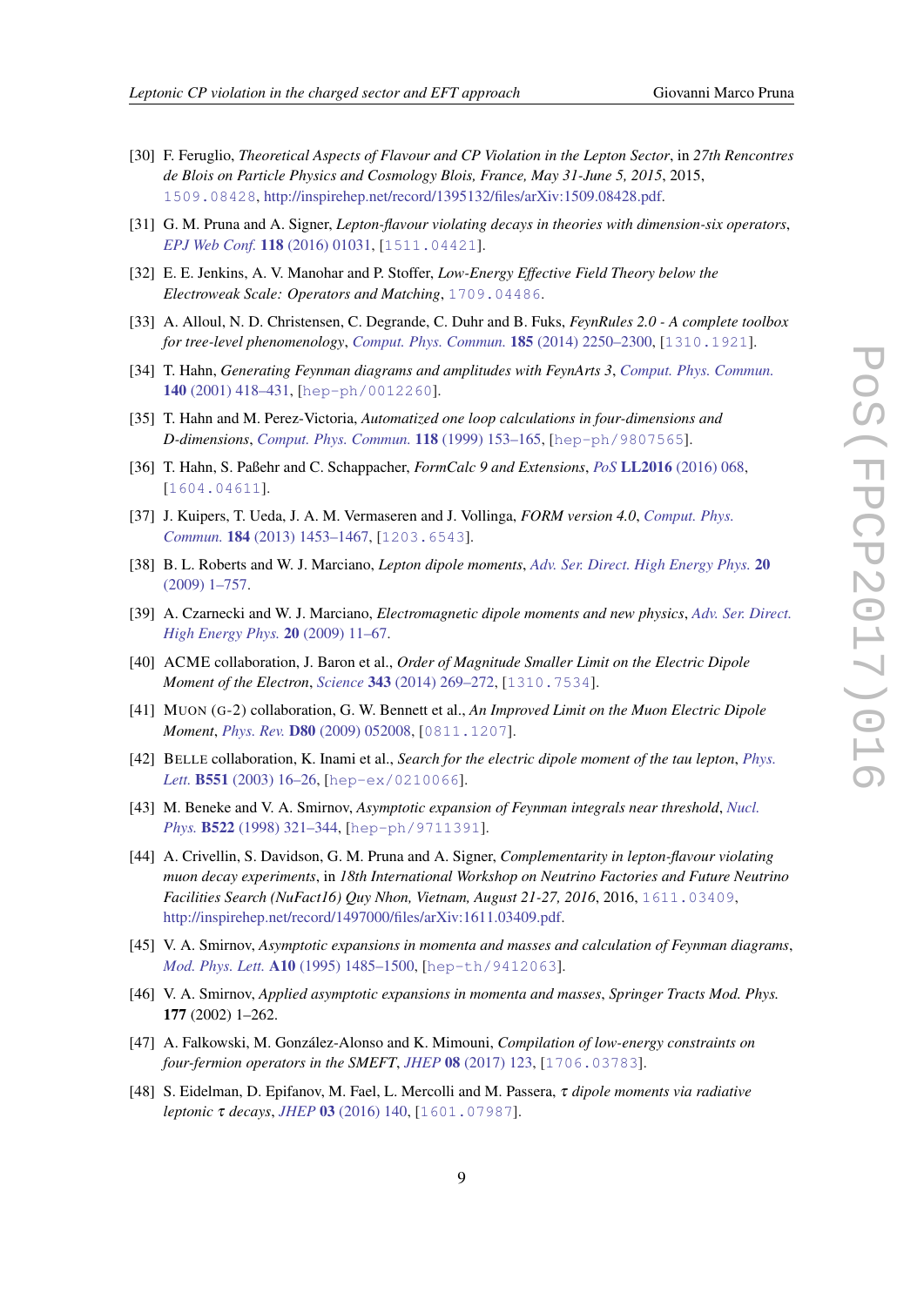[30] F. Feruglio, *Theoretical Aspects of Flavour and CP Violation in the Lepton Sector*, in *27th Rencontres de Blois on Particle Physics and Cosmology Blois, France, May 31-June 5, 2015*, 2015, 1509.08428, http://inspirehep.net/record/1395132/files/arXiv:1509.08428.pdf.

[31] G. M. Pruna and A. Signer, *Lepton-flavour violating decays in theories with dimension-six operators*, *EPJ Web Conf.* **118** (2016) 01031, [1511.04421].

[32] E. E. Jenkins, A. V. Manohar and P. Stoffer, *Low-Energy Effective Field Theory below the Electroweak Scale: Operators and Matching*, 1709.04486.

[33] A. Alloul, N. D. Christensen, C. Degrande, C. Duhr and B. Fuks, *FeynRules 2.0 - A complete toolbox for tree-level phenomenology*, *Comput. Phys. Commun.* **185** (2014) 2250–2300, [1310.1921].

[34] T. Hahn, *Generating Feynman diagrams and amplitudes with FeynArts 3*, *Comput. Phys. Commun.* **140** (2001) 418–431, [hep-ph/0012260].

[35] T. Hahn and M. Perez-Victoria, *Automatized one loop calculations in four-dimensions and D-dimensions*, *Comput. Phys. Commun.* **118** (1999) 153–165, [hep-ph/9807565].

[36] T. Hahn, S. Paßehr and C. Schappacher, *FormCalc 9 and Extensions*, *PoS* **LL2016** (2016) 068, [1604.04611].

[37] J. Kuipers, T. Ueda, J. A. M. Vermaseren and J. Vollinga, *FORM version 4.0*, *Comput. Phys. Commun.* **184** (2013) 1453–1467, [1203.6543].

[38] B. L. Roberts and W. J. Marciano, *Lepton dipole moments*, *Adv. Ser. Direct. High Energy Phys.* **20** (2009) 1–757.

[39] A. Czarnecki and W. J. Marciano, *Electromagnetic dipole moments and new physics*, *Adv. Ser. Direct. High Energy Phys.* **20** (2009) 11–67.

[40] ACME collaboration, J. Baron et al., *Order of Magnitude Smaller Limit on the Electric Dipole Moment of the Electron*, *Science* **343** (2014) 269–272, [1310.7534].

[41] MUON (G-2) collaboration, G. W. Bennett et al., *An Improved Limit on the Muon Electric Dipole Moment*, *Phys. Rev.* **D80** (2009) 052008, [0811.1207].

[42] BELLE collaboration, K. Inami et al., *Search for the electric dipole moment of the tau lepton*, *Phys. Lett.* **B551** (2003) 16–26, [hep-ex/0210066].

[43] M. Beneke and V. A. Smirnov, *Asymptotic expansion of Feynman integrals near threshold*, *Nucl. Phys.* **B522** (1998) 321–344, [hep-ph/9711391].

[44] A. Crivellin, S. Davidson, G. M. Pruna and A. Signer, *Complementarity in lepton-flavour violating muon decay experiments*, in *18th International Workshop on Neutrino Factories and Future Neutrino Facilities Search (NuFact16) Quy Nhon, Vietnam, August 21-27, 2016*, 2016, 1611.03409, http://inspirehep.net/record/1497000/files/arXiv:1611.03409.pdf.

[45] V. A. Smirnov, *Asymptotic expansions in momenta and masses and calculation of Feynman diagrams*, *Mod. Phys. Lett.* **A10** (1995) 1485–1500, [hep-th/9412063].

[46] V. A. Smirnov, *Applied asymptotic expansions in momenta and masses*, *Springer Tracts Mod. Phys.* **177** (2002) 1–262.

[47] A. Falkowski, M. González-Alonso and K. Mimouni, *Compilation of low-energy constraints on four-fermion operators in the SMEFT*, *JHEP* **08** (2017) 123, [1706.03783].

[48] S. Eidelman, D. Epifanov, M. Fael, L. Mercolli and M. Passera, *$\tau$ dipole moments via radiative leptonic $\tau$ decays*, *JHEP* **03** (2016) 140, [1601.07987].